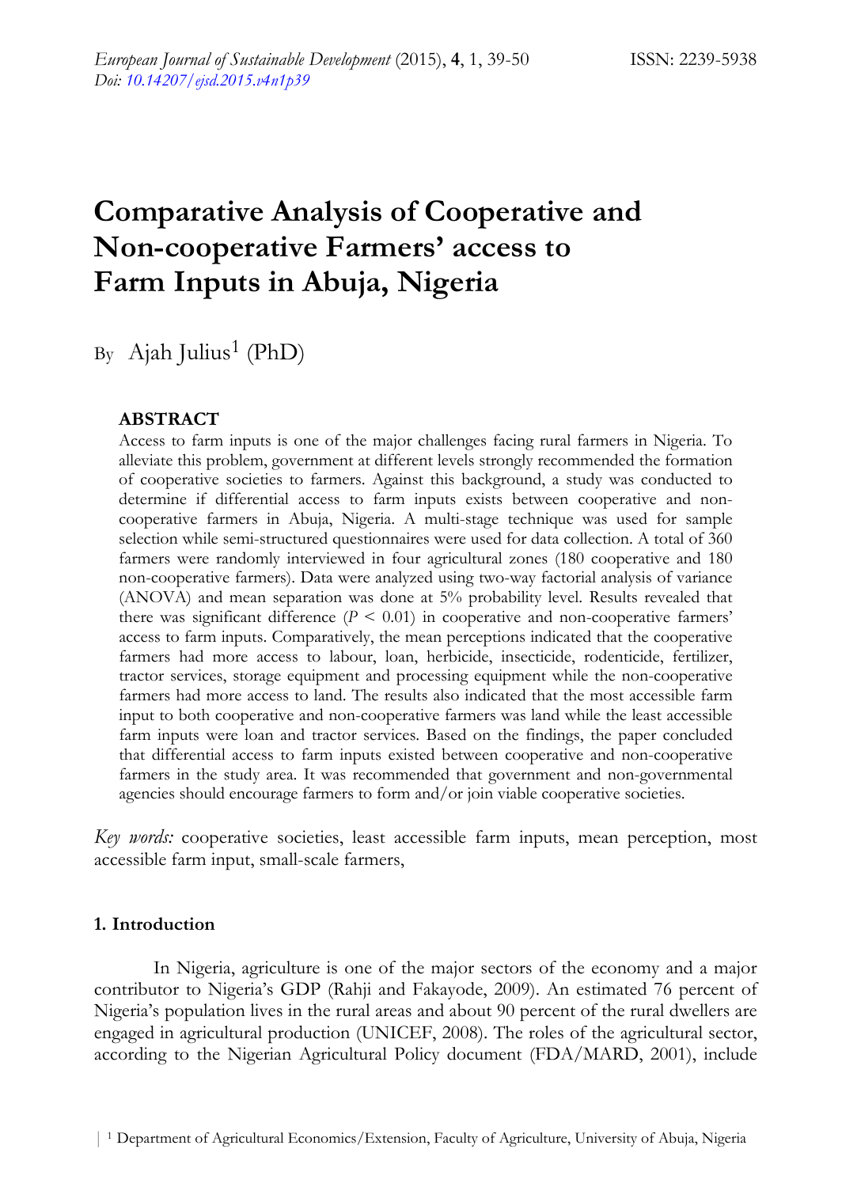# Comparative Analysis of Cooperative and Non-cooperative Farmers' access to Farm Inputs in Abuja, Nigeria

By Ajah Julius[1] (PhD)

## ABSTRACT

Access to farm inputs is one of the major challenges facing rural farmers in Nigeria. To alleviate this problem, government at different levels strongly recommended the formation of cooperative societies to farmers. Against this background, a study was conducted to determine if differential access to farm inputs exists between cooperative and non-cooperative farmers in Abuja, Nigeria. A multi-stage technique was used for sample selection while semi-structured questionnaires were used for data collection. A total of 360 farmers were randomly interviewed in four agricultural zones (180 cooperative and 180 non-cooperative farmers). Data were analyzed using two-way factorial analysis of variance (ANOVA) and mean separation was done at 5% probability level. Results revealed that there was significant difference ($P < 0.01$) in cooperative and non-cooperative farmers' access to farm inputs. Comparatively, the mean perceptions indicated that the cooperative farmers had more access to labour, loan, herbicide, insecticide, rodenticide, fertilizer, tractor services, storage equipment and processing equipment while the non-cooperative farmers had more access to land. The results also indicated that the most accessible farm input to both cooperative and non-cooperative farmers was land while the least accessible farm inputs were loan and tractor services. Based on the findings, the paper concluded that differential access to farm inputs existed between cooperative and non-cooperative farmers in the study area. It was recommended that government and non-governmental agencies should encourage farmers to form and/or join viable cooperative societies.

*Key words:* cooperative societies, least accessible farm inputs, mean perception, most accessible farm input, small-scale farmers,

## 1. Introduction

In Nigeria, agriculture is one of the major sectors of the economy and a major contributor to Nigeria's GDP (Rahji and Fakayode, 2009). An estimated 76 percent of Nigeria's population lives in the rural areas and about 90 percent of the rural dwellers are engaged in agricultural production (UNICEF, 2008). The roles of the agricultural sector, according to the Nigerian Agricultural Policy document (FDA/MARD, 2001), include

[1] Department of Agricultural Economics/Extension, Faculty of Agriculture, University of Abuja, Nigeria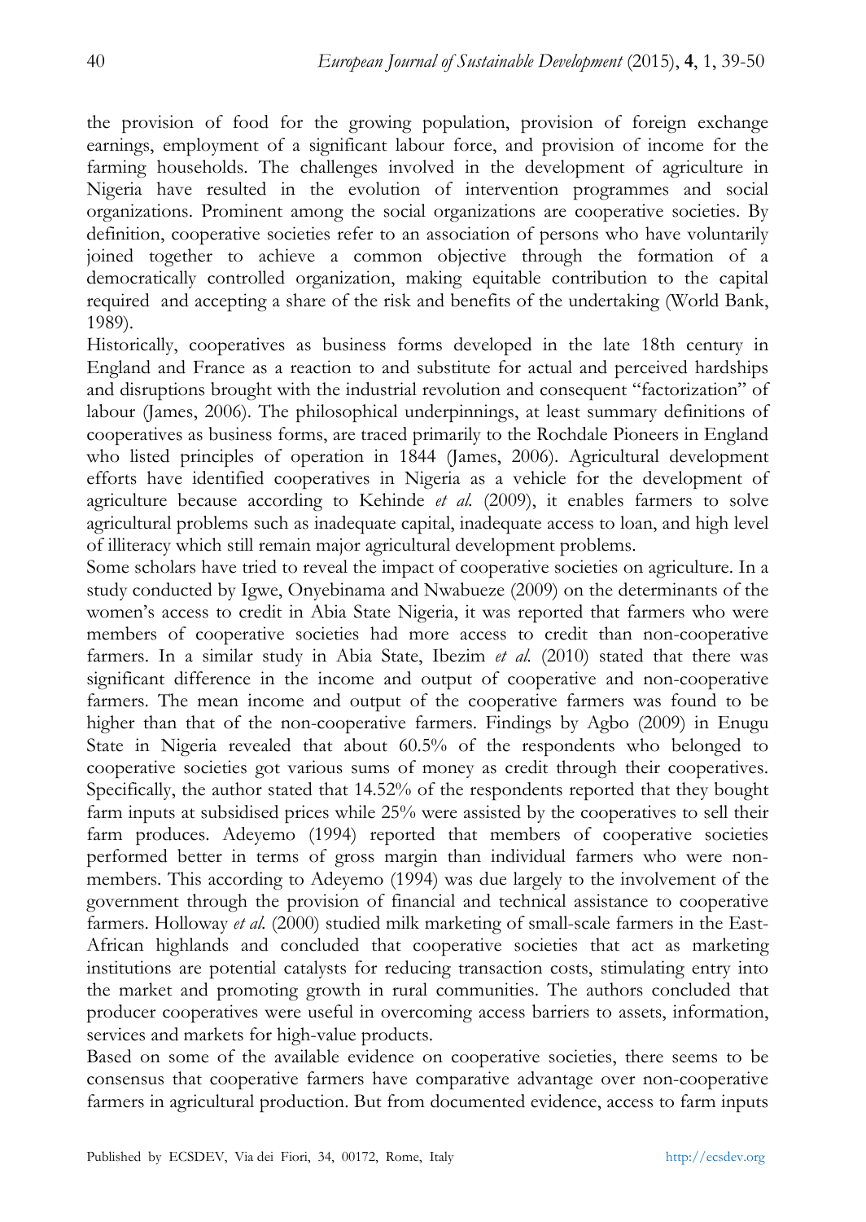the provision of food for the growing population, provision of foreign exchange earnings, employment of a significant labour force, and provision of income for the farming households. The challenges involved in the development of agriculture in Nigeria have resulted in the evolution of intervention programmes and social organizations. Prominent among the social organizations are cooperative societies. By definition, cooperative societies refer to an association of persons who have voluntarily joined together to achieve a common objective through the formation of a democratically controlled organization, making equitable contribution to the capital required and accepting a share of the risk and benefits of the undertaking (World Bank, 1989).

Historically, cooperatives as business forms developed in the late 18th century in England and France as a reaction to and substitute for actual and perceived hardships and disruptions brought with the industrial revolution and consequent "factorization" of labour (James, 2006). The philosophical underpinnings, at least summary definitions of cooperatives as business forms, are traced primarily to the Rochdale Pioneers in England who listed principles of operation in 1844 (James, 2006). Agricultural development efforts have identified cooperatives in Nigeria as a vehicle for the development of agriculture because according to Kehinde *et al.* (2009), it enables farmers to solve agricultural problems such as inadequate capital, inadequate access to loan, and high level of illiteracy which still remain major agricultural development problems.

Some scholars have tried to reveal the impact of cooperative societies on agriculture. In a study conducted by Igwe, Onyebinama and Nwabueze (2009) on the determinants of the women's access to credit in Abia State Nigeria, it was reported that farmers who were members of cooperative societies had more access to credit than non-cooperative farmers. In a similar study in Abia State, Ibezim *et al.* (2010) stated that there was significant difference in the income and output of cooperative and non-cooperative farmers. The mean income and output of the cooperative farmers was found to be higher than that of the non-cooperative farmers. Findings by Agbo (2009) in Enugu State in Nigeria revealed that about 60.5% of the respondents who belonged to cooperative societies got various sums of money as credit through their cooperatives. Specifically, the author stated that 14.52% of the respondents reported that they bought farm inputs at subsidised prices while 25% were assisted by the cooperatives to sell their farm produces. Adeyemo (1994) reported that members of cooperative societies performed better in terms of gross margin than individual farmers who were non-members. This according to Adeyemo (1994) was due largely to the involvement of the government through the provision of financial and technical assistance to cooperative farmers. Holloway *et al.* (2000) studied milk marketing of small-scale farmers in the East-African highlands and concluded that cooperative societies that act as marketing institutions are potential catalysts for reducing transaction costs, stimulating entry into the market and promoting growth in rural communities. The authors concluded that producer cooperatives were useful in overcoming access barriers to assets, information, services and markets for high-value products.

Based on some of the available evidence on cooperative societies, there seems to be consensus that cooperative farmers have comparative advantage over non-cooperative farmers in agricultural production. But from documented evidence, access to farm inputs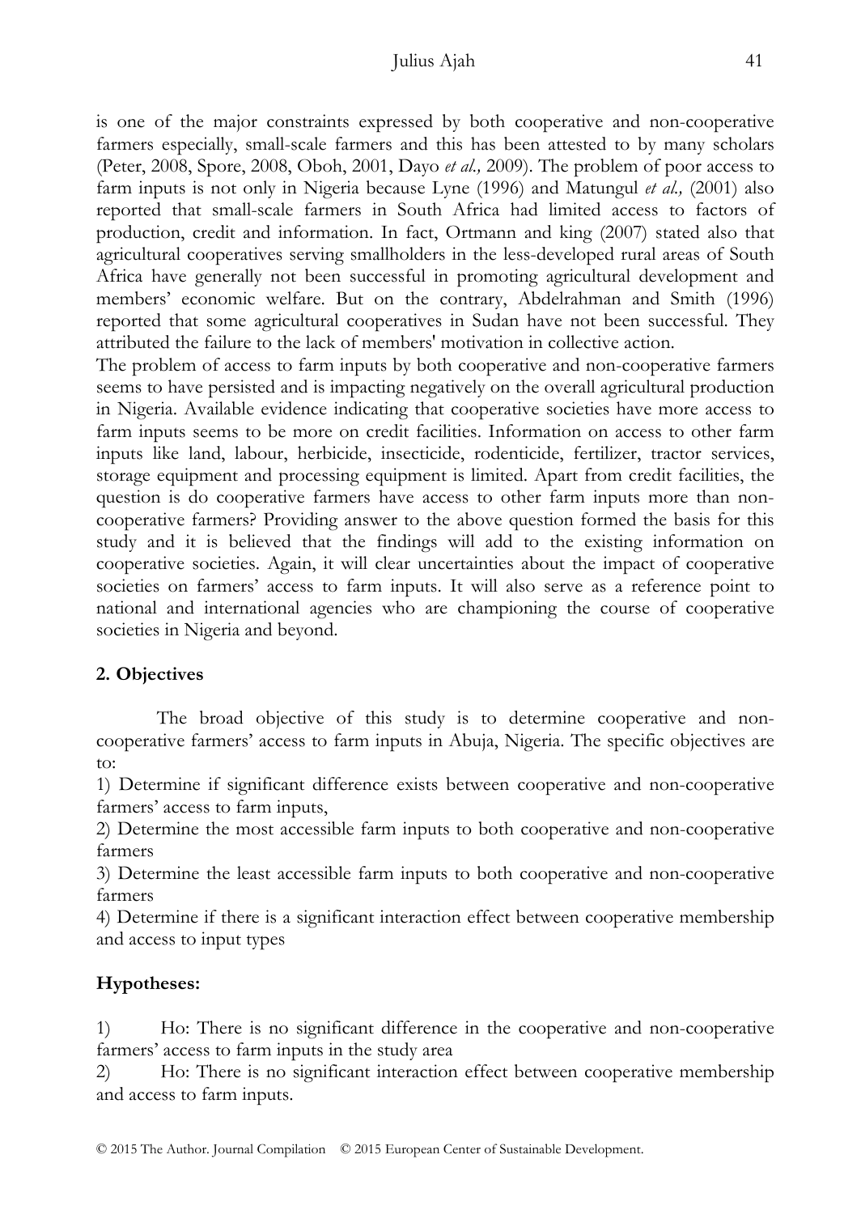is one of the major constraints expressed by both cooperative and non-cooperative farmers especially, small-scale farmers and this has been attested to by many scholars (Peter, 2008, Spore, 2008, Oboh, 2001, Dayo *et al.,* 2009). The problem of poor access to farm inputs is not only in Nigeria because Lyne (1996) and Matungul *et al.,* (2001) also reported that small-scale farmers in South Africa had limited access to factors of production, credit and information. In fact, Ortmann and king (2007) stated also that agricultural cooperatives serving smallholders in the less-developed rural areas of South Africa have generally not been successful in promoting agricultural development and members' economic welfare. But on the contrary, Abdelrahman and Smith (1996) reported that some agricultural cooperatives in Sudan have not been successful. They attributed the failure to the lack of members' motivation in collective action.

The problem of access to farm inputs by both cooperative and non-cooperative farmers seems to have persisted and is impacting negatively on the overall agricultural production in Nigeria. Available evidence indicating that cooperative societies have more access to farm inputs seems to be more on credit facilities. Information on access to other farm inputs like land, labour, herbicide, insecticide, rodenticide, fertilizer, tractor services, storage equipment and processing equipment is limited. Apart from credit facilities, the question is do cooperative farmers have access to other farm inputs more than non-cooperative farmers? Providing answer to the above question formed the basis for this study and it is believed that the findings will add to the existing information on cooperative societies. Again, it will clear uncertainties about the impact of cooperative societies on farmers' access to farm inputs. It will also serve as a reference point to national and international agencies who are championing the course of cooperative societies in Nigeria and beyond.

## 2. Objectives

The broad objective of this study is to determine cooperative and non-cooperative farmers' access to farm inputs in Abuja, Nigeria. The specific objectives are to:

1) Determine if significant difference exists between cooperative and non-cooperative farmers' access to farm inputs,

2) Determine the most accessible farm inputs to both cooperative and non-cooperative farmers

3) Determine the least accessible farm inputs to both cooperative and non-cooperative farmers

4) Determine if there is a significant interaction effect between cooperative membership and access to input types

## Hypotheses:

1) Ho: There is no significant difference in the cooperative and non-cooperative farmers' access to farm inputs in the study area

2) Ho: There is no significant interaction effect between cooperative membership and access to farm inputs.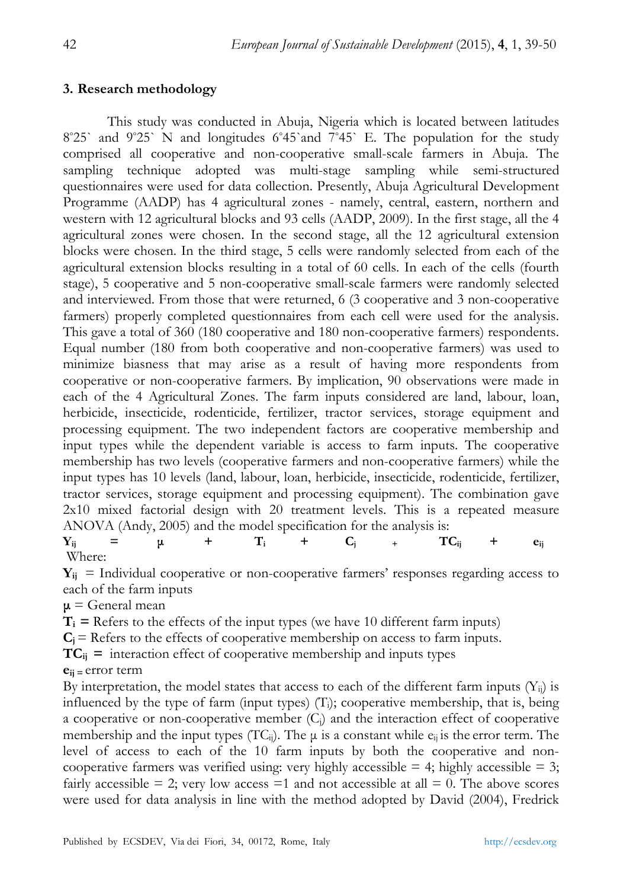## 3. Research methodology

This study was conducted in Abuja, Nigeria which is located between latitudes 8°25` and 9°25` N and longitudes 6°45`and 7°45` E. The population for the study comprised all cooperative and non-cooperative small-scale farmers in Abuja. The sampling technique adopted was multi-stage sampling while semi-structured questionnaires were used for data collection. Presently, Abuja Agricultural Development Programme (AADP) has 4 agricultural zones - namely, central, eastern, northern and western with 12 agricultural blocks and 93 cells (AADP, 2009). In the first stage, all the 4 agricultural zones were chosen. In the second stage, all the 12 agricultural extension blocks were chosen. In the third stage, 5 cells were randomly selected from each of the agricultural extension blocks resulting in a total of 60 cells. In each of the cells (fourth stage), 5 cooperative and 5 non-cooperative small-scale farmers were randomly selected and interviewed. From those that were returned, 6 (3 cooperative and 3 non-cooperative farmers) properly completed questionnaires from each cell were used for the analysis. This gave a total of 360 (180 cooperative and 180 non-cooperative farmers) respondents. Equal number (180 from both cooperative and non-cooperative farmers) was used to minimize biasness that may arise as a result of having more respondents from cooperative or non-cooperative farmers. By implication, 90 observations were made in each of the 4 Agricultural Zones. The farm inputs considered are land, labour, loan, herbicide, insecticide, rodenticide, fertilizer, tractor services, storage equipment and processing equipment. The two independent factors are cooperative membership and input types while the dependent variable is access to farm inputs. The cooperative membership has two levels (cooperative farmers and non-cooperative farmers) while the input types has 10 levels (land, labour, loan, herbicide, insecticide, rodenticide, fertilizer, tractor services, storage equipment and processing equipment). The combination gave 2x10 mixed factorial design with 20 treatment levels. This is a repeated measure ANOVA (Andy, 2005) and the model specification for the analysis is:

$$Y_{ij} = \mu + T_i + C_j + TC_{ij} + e_{ij}$$

Where:

$Y_{ij}$ = Individual cooperative or non-cooperative farmers' responses regarding access to each of the farm inputs

$\mu$ = General mean

$T_i$ = Refers to the effects of the input types (we have 10 different farm inputs)

$C_j$ = Refers to the effects of cooperative membership on access to farm inputs.

$TC_{ij}$ = interaction effect of cooperative membership and inputs types

$e_{ij}$ = error term

By interpretation, the model states that access to each of the different farm inputs ($Y_{ij}$) is influenced by the type of farm (input types) ($T_i$); cooperative membership, that is, being a cooperative or non-cooperative member ($C_j$) and the interaction effect of cooperative membership and the input types ($TC_{ij}$). The $\mu$ is a constant while $e_{ij}$ is the error term. The level of access to each of the 10 farm inputs by both the cooperative and non-cooperative farmers was verified using: very highly accessible = 4; highly accessible = 3; fairly accessible = 2; very low access =1 and not accessible at all = 0. The above scores were used for data analysis in line with the method adopted by David (2004), Fredrick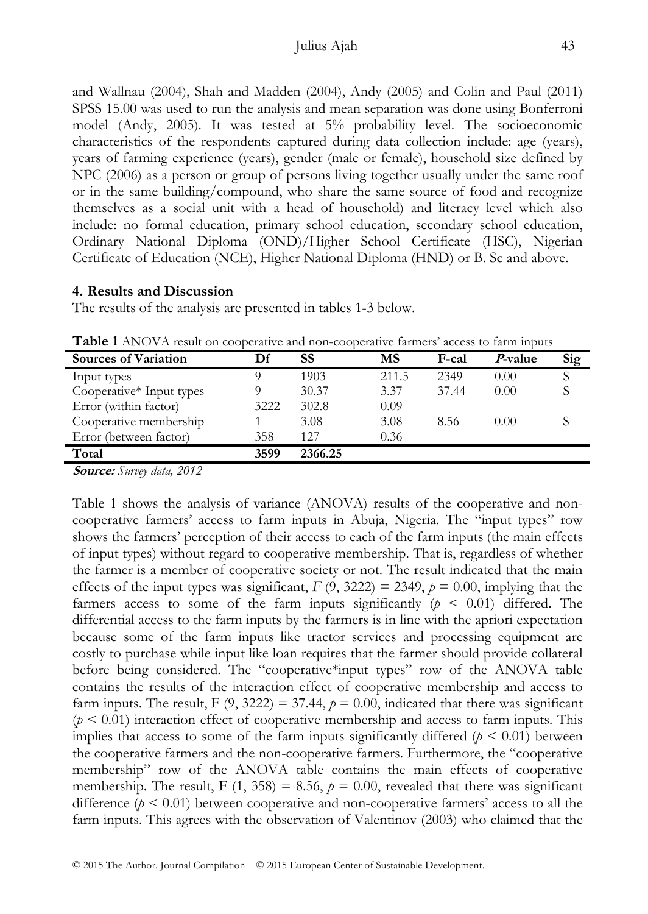and Wallnau (2004), Shah and Madden (2004), Andy (2005) and Colin and Paul (2011) SPSS 15.00 was used to run the analysis and mean separation was done using Bonferroni model (Andy, 2005). It was tested at 5% probability level. The socioeconomic characteristics of the respondents captured during data collection include: age (years), years of farming experience (years), gender (male or female), household size defined by NPC (2006) as a person or group of persons living together usually under the same roof or in the same building/compound, who share the same source of food and recognize themselves as a social unit with a head of household) and literacy level which also include: no formal education, primary school education, secondary school education, Ordinary National Diploma (OND)/Higher School Certificate (HSC), Nigerian Certificate of Education (NCE), Higher National Diploma (HND) or B. Sc and above.

## 4. Results and Discussion

The results of the analysis are presented in tables 1-3 below.

**Table 1** ANOVA result on cooperative and non-cooperative farmers' access to farm inputs

| Sources of Variation | Df | SS | MS | F-cal | *P*-value | Sig |
|---|---|---|---|---|---|---|
| Input types | 9 | 1903 | 211.5 | 2349 | 0.00 | S |
| Cooperative* Input types | 9 | 30.37 | 3.37 | 37.44 | 0.00 | S |
| Error (within factor) | 3222 | 302.8 | 0.09 | | | |
| Cooperative membership | 1 | 3.08 | 3.08 | 8.56 | 0.00 | S |
| Error (between factor) | 358 | 127 | 0.36 | | | |
| **Total** | **3599** | **2366.25** | | | | |

***Source:*** *Survey data, 2012*

Table 1 shows the analysis of variance (ANOVA) results of the cooperative and non-cooperative farmers' access to farm inputs in Abuja, Nigeria. The "input types" row shows the farmers' perception of their access to each of the farm inputs (the main effects of input types) without regard to cooperative membership. That is, regardless of whether the farmer is a member of cooperative society or not. The result indicated that the main effects of the input types was significant, $F\ (9, 3222) = 2349$, $p = 0.00$, implying that the farmers access to some of the farm inputs significantly ($p < 0.01$) differed. The differential access to the farm inputs by the farmers is in line with the apriori expectation because some of the farm inputs like tractor services and processing equipment are costly to purchase while input like loan requires that the farmer should provide collateral before being considered. The "cooperative*input types" row of the ANOVA table contains the results of the interaction effect of cooperative membership and access to farm inputs. The result, $F\ (9, 3222) = 37.44$, $p = 0.00$, indicated that there was significant ($p < 0.01$) interaction effect of cooperative membership and access to farm inputs. This implies that access to some of the farm inputs significantly differed ($p < 0.01$) between the cooperative farmers and the non-cooperative farmers. Furthermore, the "cooperative membership" row of the ANOVA table contains the main effects of cooperative membership. The result, $F\ (1, 358) = 8.56$, $p = 0.00$, revealed that there was significant difference ($p < 0.01$) between cooperative and non-cooperative farmers' access to all the farm inputs. This agrees with the observation of Valentinov (2003) who claimed that the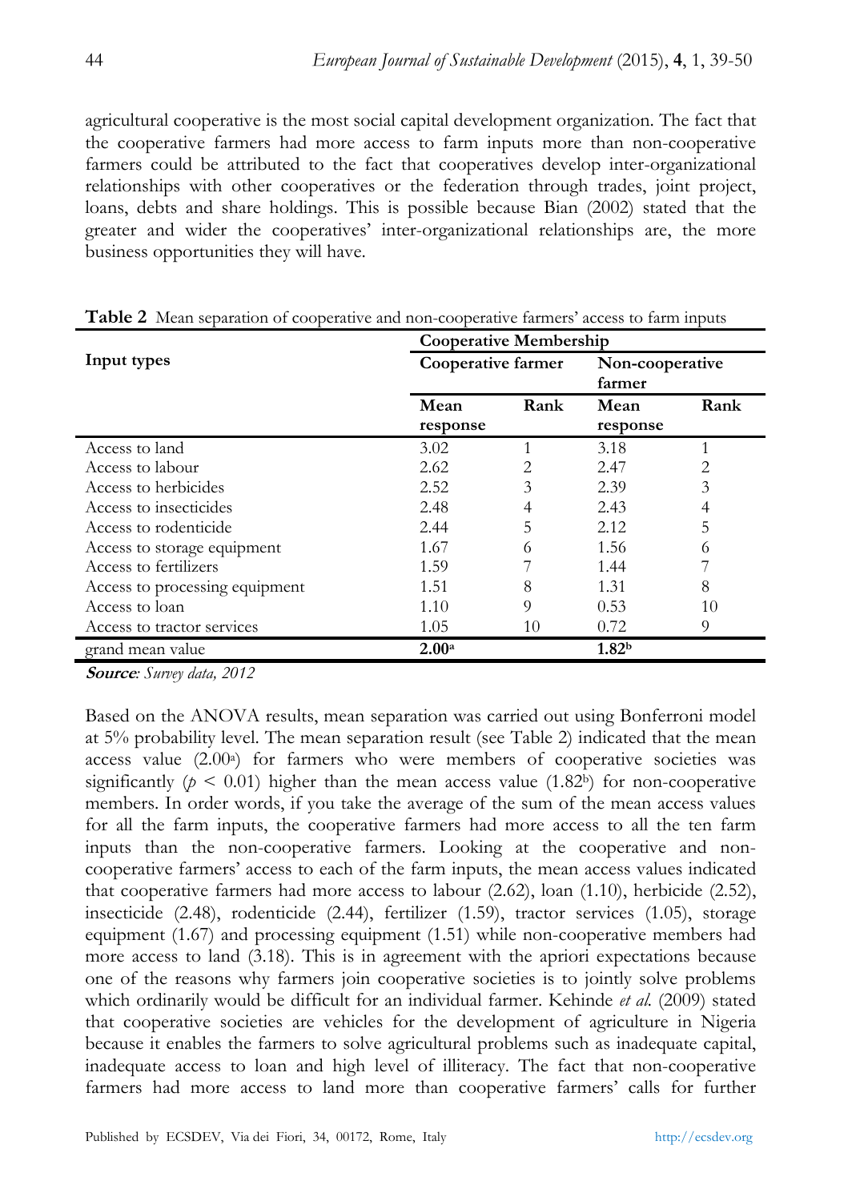agricultural cooperative is the most social capital development organization. The fact that the cooperative farmers had more access to farm inputs more than non-cooperative farmers could be attributed to the fact that cooperatives develop inter-organizational relationships with other cooperatives or the federation through trades, joint project, loans, debts and share holdings. This is possible because Bian (2002) stated that the greater and wider the cooperatives' inter-organizational relationships are, the more business opportunities they will have.

**Table 2** Mean separation of cooperative and non-cooperative farmers' access to farm inputs

| Input types | Cooperative Membership | | | |
|---|---|---|---|---|
| | Cooperative farmer | | Non-cooperative farmer | |
| | Mean response | Rank | Mean response | Rank |
| Access to land | 3.02 | 1 | 3.18 | 1 |
| Access to labour | 2.62 | 2 | 2.47 | 2 |
| Access to herbicides | 2.52 | 3 | 2.39 | 3 |
| Access to insecticides | 2.48 | 4 | 2.43 | 4 |
| Access to rodenticide | 2.44 | 5 | 2.12 | 5 |
| Access to storage equipment | 1.67 | 6 | 1.56 | 6 |
| Access to fertilizers | 1.59 | 7 | 1.44 | 7 |
| Access to processing equipment | 1.51 | 8 | 1.31 | 8 |
| Access to loan | 1.10 | 9 | 0.53 | 10 |
| Access to tractor services | 1.05 | 10 | 0.72 | 9 |
| grand mean value | **2.00**[a] | | **1.82**[b] | |

***Source**: Survey data, 2012*

Based on the ANOVA results, mean separation was carried out using Bonferroni model at 5% probability level. The mean separation result (see Table 2) indicated that the mean access value (2.00[a]) for farmers who were members of cooperative societies was significantly ($p < 0.01$) higher than the mean access value (1.82[b]) for non-cooperative members. In order words, if you take the average of the sum of the mean access values for all the farm inputs, the cooperative farmers had more access to all the ten farm inputs than the non-cooperative farmers. Looking at the cooperative and non-cooperative farmers' access to each of the farm inputs, the mean access values indicated that cooperative farmers had more access to labour (2.62), loan (1.10), herbicide (2.52), insecticide (2.48), rodenticide (2.44), fertilizer (1.59), tractor services (1.05), storage equipment (1.67) and processing equipment (1.51) while non-cooperative members had more access to land (3.18). This is in agreement with the apriori expectations because one of the reasons why farmers join cooperative societies is to jointly solve problems which ordinarily would be difficult for an individual farmer. Kehinde *et al.* (2009) stated that cooperative societies are vehicles for the development of agriculture in Nigeria because it enables the farmers to solve agricultural problems such as inadequate capital, inadequate access to loan and high level of illiteracy. The fact that non-cooperative farmers had more access to land more than cooperative farmers' calls for further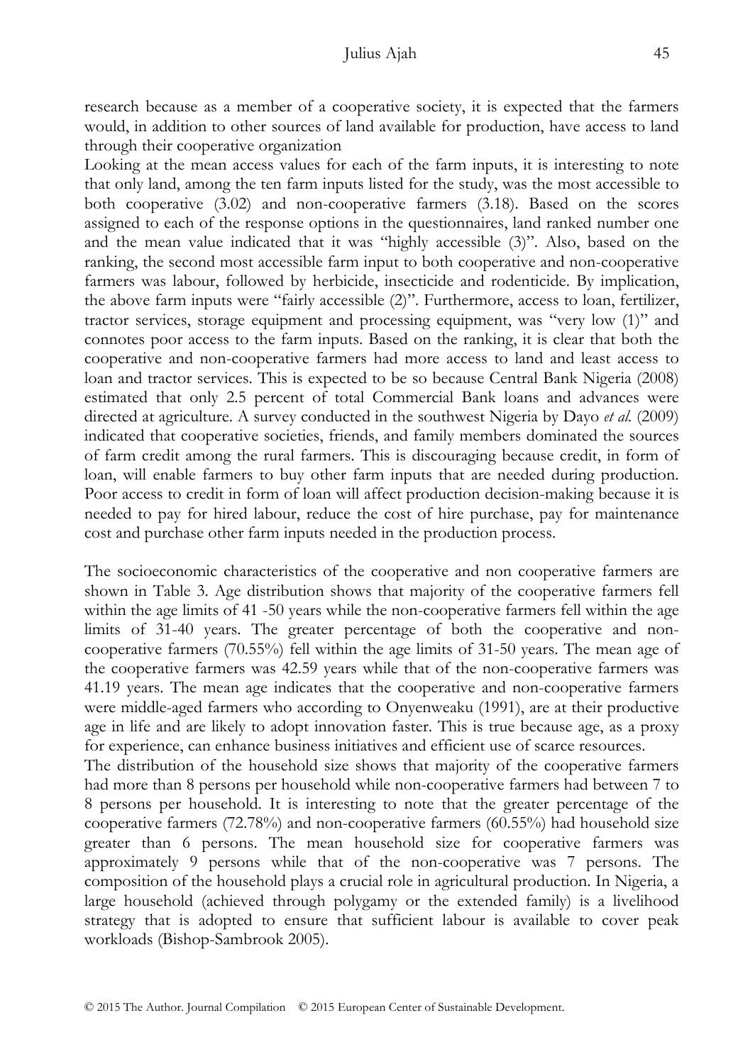research because as a member of a cooperative society, it is expected that the farmers would, in addition to other sources of land available for production, have access to land through their cooperative organization

Looking at the mean access values for each of the farm inputs, it is interesting to note that only land, among the ten farm inputs listed for the study, was the most accessible to both cooperative (3.02) and non-cooperative farmers (3.18). Based on the scores assigned to each of the response options in the questionnaires, land ranked number one and the mean value indicated that it was "highly accessible (3)". Also, based on the ranking, the second most accessible farm input to both cooperative and non-cooperative farmers was labour, followed by herbicide, insecticide and rodenticide. By implication, the above farm inputs were "fairly accessible (2)". Furthermore, access to loan, fertilizer, tractor services, storage equipment and processing equipment, was "very low (1)" and connotes poor access to the farm inputs. Based on the ranking, it is clear that both the cooperative and non-cooperative farmers had more access to land and least access to loan and tractor services. This is expected to be so because Central Bank Nigeria (2008) estimated that only 2.5 percent of total Commercial Bank loans and advances were directed at agriculture. A survey conducted in the southwest Nigeria by Dayo *et al.* (2009) indicated that cooperative societies, friends, and family members dominated the sources of farm credit among the rural farmers. This is discouraging because credit, in form of loan, will enable farmers to buy other farm inputs that are needed during production. Poor access to credit in form of loan will affect production decision-making because it is needed to pay for hired labour, reduce the cost of hire purchase, pay for maintenance cost and purchase other farm inputs needed in the production process.

The socioeconomic characteristics of the cooperative and non cooperative farmers are shown in Table 3. Age distribution shows that majority of the cooperative farmers fell within the age limits of 41 -50 years while the non-cooperative farmers fell within the age limits of 31-40 years. The greater percentage of both the cooperative and non-cooperative farmers (70.55%) fell within the age limits of 31-50 years. The mean age of the cooperative farmers was 42.59 years while that of the non-cooperative farmers was 41.19 years. The mean age indicates that the cooperative and non-cooperative farmers were middle-aged farmers who according to Onyenweaku (1991), are at their productive age in life and are likely to adopt innovation faster. This is true because age, as a proxy for experience, can enhance business initiatives and efficient use of scarce resources.

The distribution of the household size shows that majority of the cooperative farmers had more than 8 persons per household while non-cooperative farmers had between 7 to 8 persons per household. It is interesting to note that the greater percentage of the cooperative farmers (72.78%) and non-cooperative farmers (60.55%) had household size greater than 6 persons. The mean household size for cooperative farmers was approximately 9 persons while that of the non-cooperative was 7 persons. The composition of the household plays a crucial role in agricultural production. In Nigeria, a large household (achieved through polygamy or the extended family) is a livelihood strategy that is adopted to ensure that sufficient labour is available to cover peak workloads (Bishop-Sambrook 2005).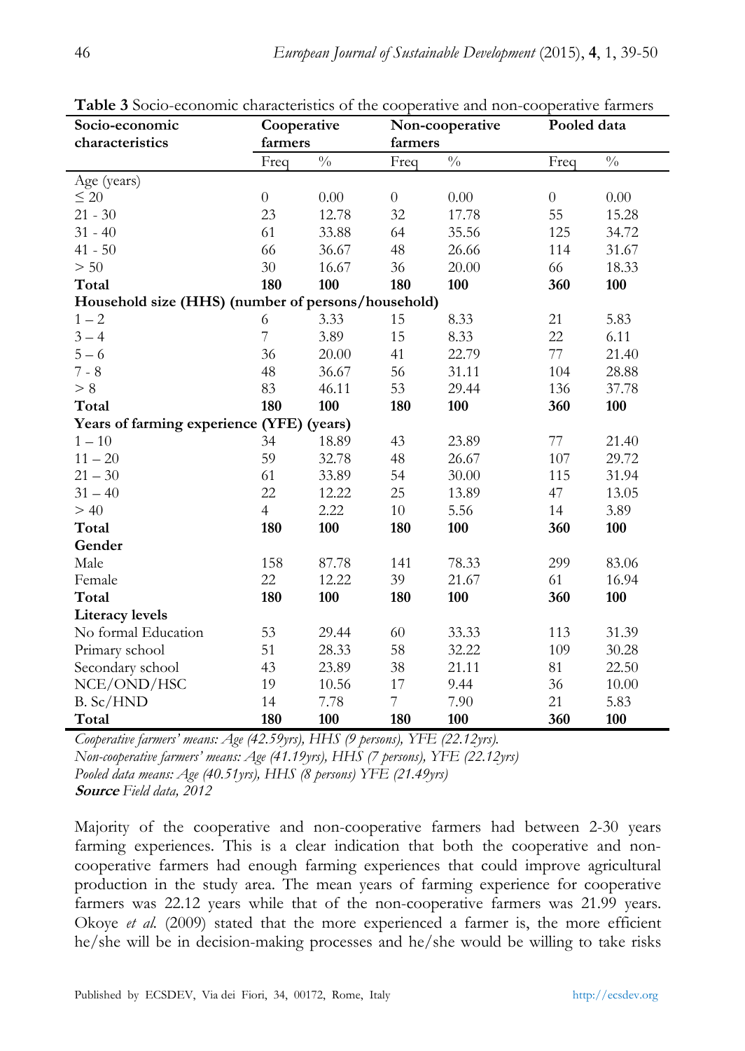**Table 3** Socio-economic characteristics of the cooperative and non-cooperative farmers

| Socio-economic characteristics | Cooperative farmers | | Non-cooperative farmers | | Pooled data | |
|---|---|---|---|---|---|---|
| | Freq | % | Freq | % | Freq | % |
| Age (years) | | | | | | |
| ≤ 20 | 0 | 0.00 | 0 | 0.00 | 0 | 0.00 |
| 21 - 30 | 23 | 12.78 | 32 | 17.78 | 55 | 15.28 |
| 31 - 40 | 61 | 33.88 | 64 | 35.56 | 125 | 34.72 |
| 41 - 50 | 66 | 36.67 | 48 | 26.66 | 114 | 31.67 |
| > 50 | 30 | 16.67 | 36 | 20.00 | 66 | 18.33 |
| **Total** | **180** | **100** | **180** | **100** | **360** | **100** |
| **Household size (HHS) (number of persons/household)** | | | | | | |
| 1 – 2 | 6 | 3.33 | 15 | 8.33 | 21 | 5.83 |
| 3 – 4 | 7 | 3.89 | 15 | 8.33 | 22 | 6.11 |
| 5 – 6 | 36 | 20.00 | 41 | 22.79 | 77 | 21.40 |
| 7 - 8 | 48 | 36.67 | 56 | 31.11 | 104 | 28.88 |
| > 8 | 83 | 46.11 | 53 | 29.44 | 136 | 37.78 |
| **Total** | **180** | **100** | **180** | **100** | **360** | **100** |
| **Years of farming experience (YFE) (years)** | | | | | | |
| 1 – 10 | 34 | 18.89 | 43 | 23.89 | 77 | 21.40 |
| 11 – 20 | 59 | 32.78 | 48 | 26.67 | 107 | 29.72 |
| 21 – 30 | 61 | 33.89 | 54 | 30.00 | 115 | 31.94 |
| 31 – 40 | 22 | 12.22 | 25 | 13.89 | 47 | 13.05 |
| > 40 | 4 | 2.22 | 10 | 5.56 | 14 | 3.89 |
| **Total** | **180** | **100** | **180** | **100** | **360** | **100** |
| **Gender** | | | | | | |
| Male | 158 | 87.78 | 141 | 78.33 | 299 | 83.06 |
| Female | 22 | 12.22 | 39 | 21.67 | 61 | 16.94 |
| **Total** | **180** | **100** | **180** | **100** | **360** | **100** |
| **Literacy levels** | | | | | | |
| No formal Education | 53 | 29.44 | 60 | 33.33 | 113 | 31.39 |
| Primary school | 51 | 28.33 | 58 | 32.22 | 109 | 30.28 |
| Secondary school | 43 | 23.89 | 38 | 21.11 | 81 | 22.50 |
| NCE/OND/HSC | 19 | 10.56 | 17 | 9.44 | 36 | 10.00 |
| B. Sc/HND | 14 | 7.78 | 7 | 7.90 | 21 | 5.83 |
| **Total** | **180** | **100** | **180** | **100** | **360** | **100** |

*Cooperative farmers' means: Age (42.59yrs), HHS (9 persons), YFE (22.12yrs).*
*Non-cooperative farmers' means: Age (41.19yrs), HHS (7 persons), YFE (22.12yrs)*
*Pooled data means: Age (40.51yrs), HHS (8 persons) YFE (21.49yrs)*
***Source*** *Field data, 2012*

Majority of the cooperative and non-cooperative farmers had between 2-30 years farming experiences. This is a clear indication that both the cooperative and non-cooperative farmers had enough farming experiences that could improve agricultural production in the study area. The mean years of farming experience for cooperative farmers was 22.12 years while that of the non-cooperative farmers was 21.99 years. Okoye *et al.* (2009) stated that the more experienced a farmer is, the more efficient he/she will be in decision-making processes and he/she would be willing to take risks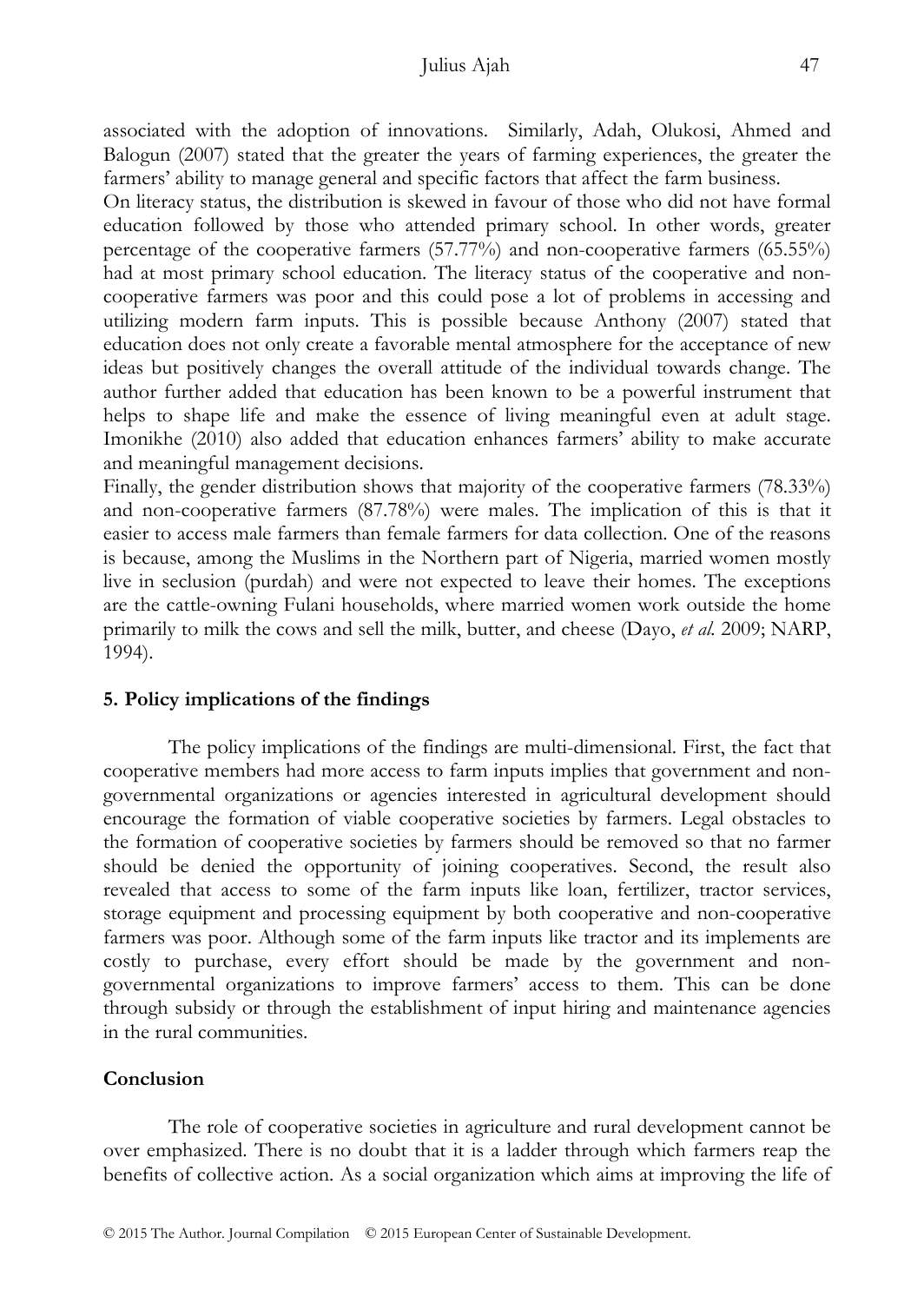associated with the adoption of innovations. Similarly, Adah, Olukosi, Ahmed and Balogun (2007) stated that the greater the years of farming experiences, the greater the farmers' ability to manage general and specific factors that affect the farm business.

On literacy status, the distribution is skewed in favour of those who did not have formal education followed by those who attended primary school. In other words, greater percentage of the cooperative farmers (57.77%) and non-cooperative farmers (65.55%) had at most primary school education. The literacy status of the cooperative and non-cooperative farmers was poor and this could pose a lot of problems in accessing and utilizing modern farm inputs. This is possible because Anthony (2007) stated that education does not only create a favorable mental atmosphere for the acceptance of new ideas but positively changes the overall attitude of the individual towards change. The author further added that education has been known to be a powerful instrument that helps to shape life and make the essence of living meaningful even at adult stage. Imonikhe (2010) also added that education enhances farmers' ability to make accurate and meaningful management decisions.

Finally, the gender distribution shows that majority of the cooperative farmers (78.33%) and non-cooperative farmers (87.78%) were males. The implication of this is that it easier to access male farmers than female farmers for data collection. One of the reasons is because, among the Muslims in the Northern part of Nigeria, married women mostly live in seclusion (purdah) and were not expected to leave their homes. The exceptions are the cattle-owning Fulani households, where married women work outside the home primarily to milk the cows and sell the milk, butter, and cheese (Dayo, *et al.* 2009; NARP, 1994).

## 5. Policy implications of the findings

The policy implications of the findings are multi-dimensional. First, the fact that cooperative members had more access to farm inputs implies that government and non-governmental organizations or agencies interested in agricultural development should encourage the formation of viable cooperative societies by farmers. Legal obstacles to the formation of cooperative societies by farmers should be removed so that no farmer should be denied the opportunity of joining cooperatives. Second, the result also revealed that access to some of the farm inputs like loan, fertilizer, tractor services, storage equipment and processing equipment by both cooperative and non-cooperative farmers was poor. Although some of the farm inputs like tractor and its implements are costly to purchase, every effort should be made by the government and non-governmental organizations to improve farmers' access to them. This can be done through subsidy or through the establishment of input hiring and maintenance agencies in the rural communities.

## Conclusion

The role of cooperative societies in agriculture and rural development cannot be over emphasized. There is no doubt that it is a ladder through which farmers reap the benefits of collective action. As a social organization which aims at improving the life of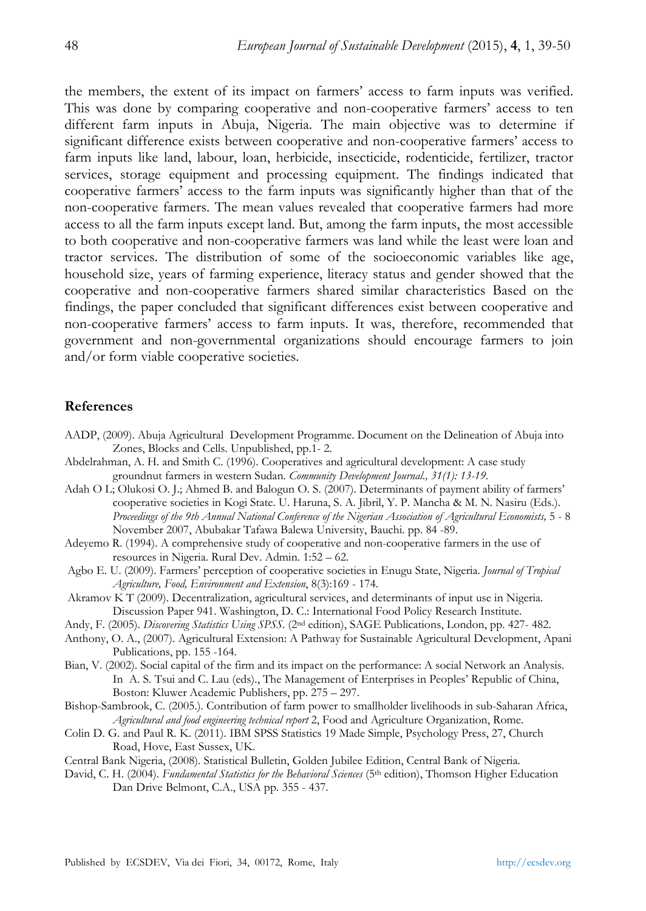the members, the extent of its impact on farmers' access to farm inputs was verified. This was done by comparing cooperative and non-cooperative farmers' access to ten different farm inputs in Abuja, Nigeria. The main objective was to determine if significant difference exists between cooperative and non-cooperative farmers' access to farm inputs like land, labour, loan, herbicide, insecticide, rodenticide, fertilizer, tractor services, storage equipment and processing equipment. The findings indicated that cooperative farmers' access to the farm inputs was significantly higher than that of the non-cooperative farmers. The mean values revealed that cooperative farmers had more access to all the farm inputs except land. But, among the farm inputs, the most accessible to both cooperative and non-cooperative farmers was land while the least were loan and tractor services. The distribution of some of the socioeconomic variables like age, household size, years of farming experience, literacy status and gender showed that the cooperative and non-cooperative farmers shared similar characteristics Based on the findings, the paper concluded that significant differences exist between cooperative and non-cooperative farmers' access to farm inputs. It was, therefore, recommended that government and non-governmental organizations should encourage farmers to join and/or form viable cooperative societies.

## References

AADP, (2009). Abuja Agricultural Development Programme. Document on the Delineation of Abuja into Zones, Blocks and Cells. Unpublished, pp.1- 2.

Abdelrahman, A. H. and Smith C. (1996). Cooperatives and agricultural development: A case study groundnut farmers in western Sudan. *Community Development Journal., 31(1): 13-19.*

Adah O L; Olukosi O. J.; Ahmed B. and Balogun O. S. (2007). Determinants of payment ability of farmers' cooperative societies in Kogi State. U. Haruna, S. A. Jibril, Y. P. Mancha & M. N. Nasiru (Eds.). *Proceedings of the 9th Annual National Conference of the Nigerian Association of Agricultural Economists,* 5 - 8 November 2007, Abubakar Tafawa Balewa University, Bauchi. pp. 84 -89.

Adeyemo R. (1994). A comprehensive study of cooperative and non-cooperative farmers in the use of resources in Nigeria. Rural Dev. Admin. 1:52 – 62.

Agbo E. U. (2009). Farmers' perception of cooperative societies in Enugu State, Nigeria. *Journal of Tropical Agriculture, Food, Environment and Extension*, 8(3):169 - 174.

Akramov K T (2009). Decentralization, agricultural services, and determinants of input use in Nigeria. Discussion Paper 941. Washington, D. C.: International Food Policy Research Institute.

Andy, F. (2005). *Discovering Statistics Using SPSS*. (2nd edition), SAGE Publications, London, pp. 427- 482.

Anthony, O. A., (2007). Agricultural Extension: A Pathway for Sustainable Agricultural Development, Apani Publications, pp. 155 -164.

Bian, V. (2002). Social capital of the firm and its impact on the performance: A social Network an Analysis. In A. S. Tsui and C. Lau (eds)., The Management of Enterprises in Peoples' Republic of China, Boston: Kluwer Academic Publishers, pp. 275 – 297.

Bishop-Sambrook, C. (2005.). Contribution of farm power to smallholder livelihoods in sub-Saharan Africa, *Agricultural and food engineering technical report* 2, Food and Agriculture Organization, Rome.

Colin D. G. and Paul R. K. (2011). IBM SPSS Statistics 19 Made Simple, Psychology Press, 27, Church Road, Hove, East Sussex, UK.

Central Bank Nigeria, (2008). Statistical Bulletin, Golden Jubilee Edition, Central Bank of Nigeria.

David, C. H. (2004). *Fundamental Statistics for the Behavioral Sciences* (5th edition), Thomson Higher Education Dan Drive Belmont, C.A., USA pp. 355 - 437.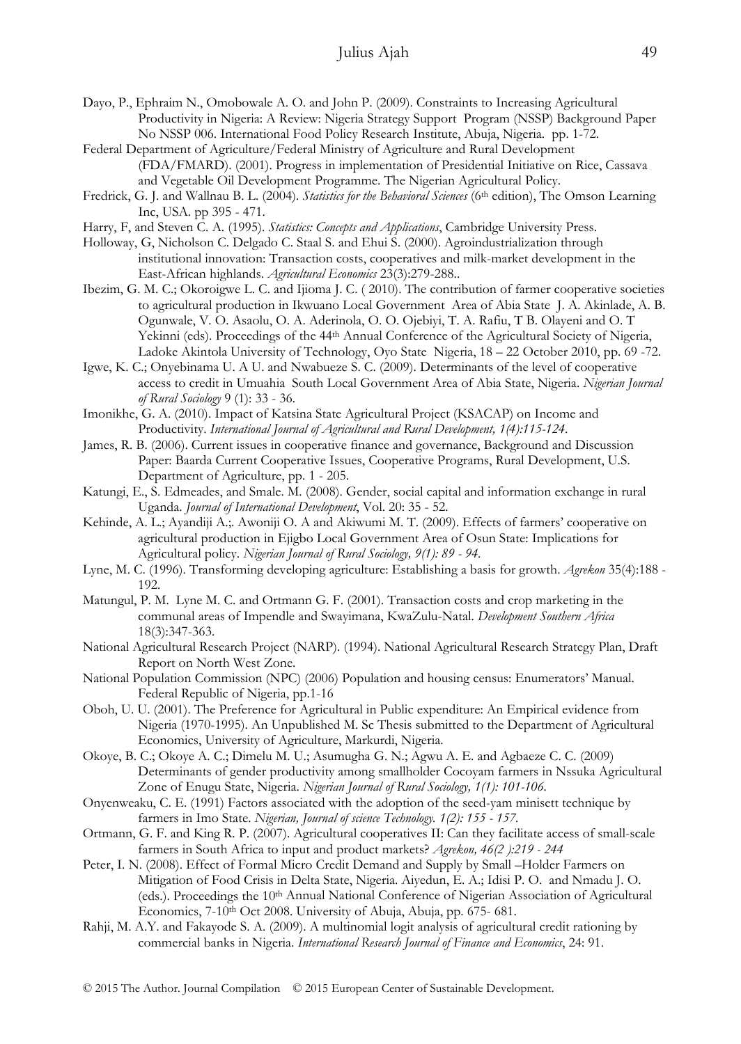Dayo, P., Ephraim N., Omobowale A. O. and John P. (2009). Constraints to Increasing Agricultural Productivity in Nigeria: A Review: Nigeria Strategy Support Program (NSSP) Background Paper No NSSP 006. International Food Policy Research Institute, Abuja, Nigeria. pp. 1-72.

Federal Department of Agriculture/Federal Ministry of Agriculture and Rural Development (FDA/FMARD). (2001). Progress in implementation of Presidential Initiative on Rice, Cassava and Vegetable Oil Development Programme. The Nigerian Agricultural Policy.

Fredrick, G. J. and Wallnau B. L. (2004). *Statistics for the Behavioral Sciences* (6th edition), The Omson Learning Inc, USA. pp 395 - 471.

Harry, F, and Steven C. A. (1995). *Statistics: Concepts and Applications*, Cambridge University Press.

Holloway, G, Nicholson C. Delgado C. Staal S. and Ehui S. (2000). Agroindustrialization through institutional innovation: Transaction costs, cooperatives and milk-market development in the East-African highlands. *Agricultural Economics* 23(3):279-288..

Ibezim, G. M. C.; Okoroigwe L. C. and Ijioma J. C. ( 2010). The contribution of farmer cooperative societies to agricultural production in Ikwuano Local Government Area of Abia State J. A. Akinlade, A. B. Ogunwale, V. O. Asaolu, O. A. Aderinola, O. O. Ojebiyi, T. A. Rafiu, T B. Olayeni and O. T Yekinni (eds). Proceedings of the 44th Annual Conference of the Agricultural Society of Nigeria, Ladoke Akintola University of Technology, Oyo State Nigeria, 18 – 22 October 2010, pp. 69 -72.

Igwe, K. C.; Onyebinama U. A U. and Nwabueze S. C. (2009). Determinants of the level of cooperative access to credit in Umuahia South Local Government Area of Abia State, Nigeria. *Nigerian Journal of Rural Sociology* 9 (1): 33 - 36.

Imonikhe, G. A. (2010). Impact of Katsina State Agricultural Project (KSACAP) on Income and Productivity. *International Journal of Agricultural and Rural Development, 1(4):115-124*.

James, R. B. (2006). Current issues in cooperative finance and governance, Background and Discussion Paper: Baarda Current Cooperative Issues, Cooperative Programs, Rural Development, U.S. Department of Agriculture, pp. 1 - 205.

Katungi, E., S. Edmeades, and Smale. M. (2008). Gender, social capital and information exchange in rural Uganda. *Journal of International Development*, Vol. 20: 35 - 52.

Kehinde, A. L.; Ayandiji A.;. Awoniji O. A and Akiwumi M. T. (2009). Effects of farmers' cooperative on agricultural production in Ejigbo Local Government Area of Osun State: Implications for Agricultural policy. *Nigerian Journal of Rural Sociology, 9(1): 89 - 94*.

Lyne, M. C. (1996). Transforming developing agriculture: Establishing a basis for growth. *Agrekon* 35(4):188 - 192.

Matungul, P. M. Lyne M. C. and Ortmann G. F. (2001). Transaction costs and crop marketing in the communal areas of Impendle and Swayimana, KwaZulu-Natal. *Development Southern Africa* 18(3):347-363.

National Agricultural Research Project (NARP). (1994). National Agricultural Research Strategy Plan, Draft Report on North West Zone.

National Population Commission (NPC) (2006) Population and housing census: Enumerators' Manual. Federal Republic of Nigeria, pp.1-16

Oboh, U. U. (2001). The Preference for Agricultural in Public expenditure: An Empirical evidence from Nigeria (1970-1995). An Unpublished M. Sc Thesis submitted to the Department of Agricultural Economics, University of Agriculture, Markurdi, Nigeria.

Okoye, B. C.; Okoye A. C.; Dimelu M. U.; Asumugha G. N.; Agwu A. E. and Agbaeze C. C. (2009) Determinants of gender productivity among smallholder Cocoyam farmers in Nssuka Agricultural Zone of Enugu State, Nigeria. *Nigerian Journal of Rural Sociology, 1(1): 101-106*.

Onyenweaku, C. E. (1991) Factors associated with the adoption of the seed-yam minisett technique by farmers in Imo State. *Nigerian, Journal of science Technology. 1(2): 155 - 157*.

Ortmann, G. F. and King R. P. (2007). Agricultural cooperatives II: Can they facilitate access of small-scale farmers in South Africa to input and product markets? *Agrekon, 46(2 ):219 - 244*

Peter, I. N. (2008). Effect of Formal Micro Credit Demand and Supply by Small –Holder Farmers on Mitigation of Food Crisis in Delta State, Nigeria. Aiyedun, E. A.; Idisi P. O. and Nmadu J. O. (eds.). Proceedings the 10th Annual National Conference of Nigerian Association of Agricultural Economics, 7-10th Oct 2008. University of Abuja, Abuja, pp. 675- 681.

Rahji, M. A.Y. and Fakayode S. A. (2009). A multinomial logit analysis of agricultural credit rationing by commercial banks in Nigeria. *International Research Journal of Finance and Economics*, 24: 91.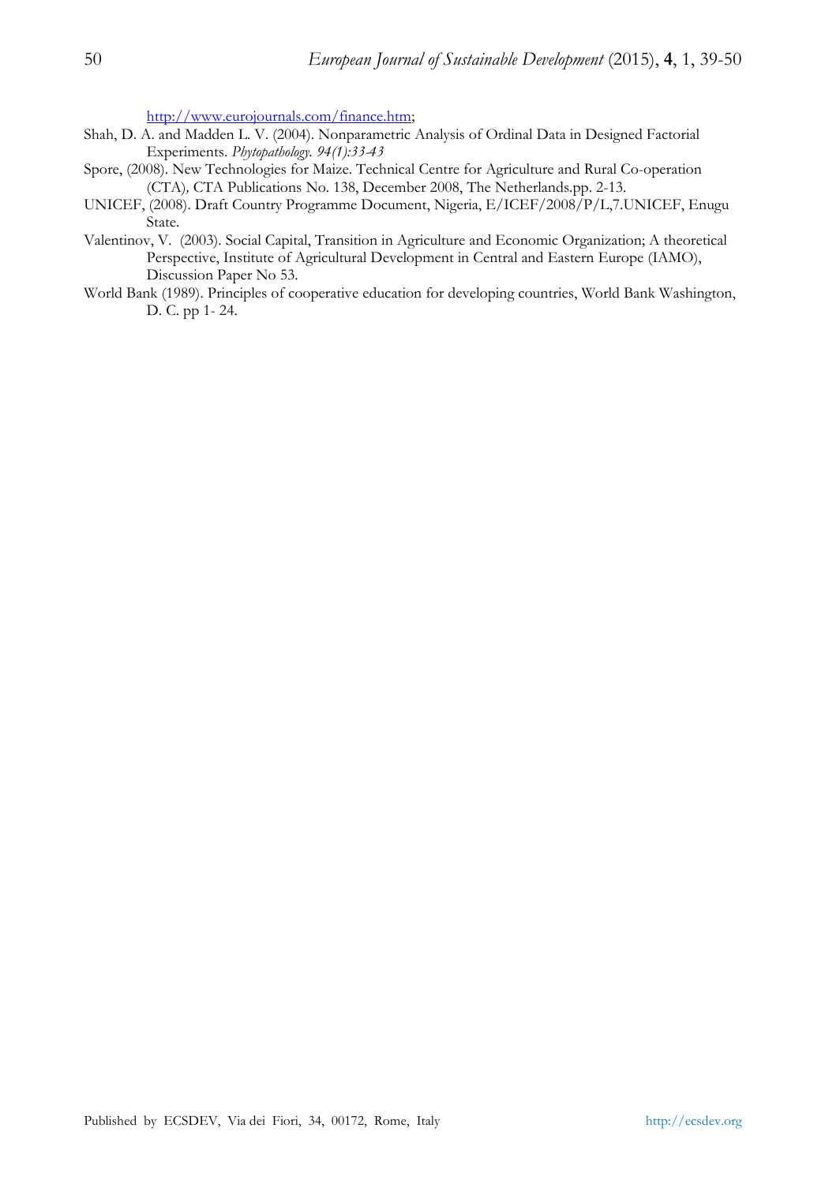http://www.eurojournals.com/finance.htm;

Shah, D. A. and Madden L. V. (2004). Nonparametric Analysis of Ordinal Data in Designed Factorial Experiments. *Phytopathology. 94(1):33-43*

Spore, (2008). New Technologies for Maize. Technical Centre for Agriculture and Rural Co-operation (CTA)*,* CTA Publications No. 138, December 2008, The Netherlands.pp. 2-13.

UNICEF, (2008). Draft Country Programme Document, Nigeria, E/ICEF/2008/P/L,7.UNICEF, Enugu State.

Valentinov, V. (2003). Social Capital, Transition in Agriculture and Economic Organization; A theoretical Perspective, Institute of Agricultural Development in Central and Eastern Europe (IAMO), Discussion Paper No 53.

World Bank (1989). Principles of cooperative education for developing countries, World Bank Washington, D. C. pp 1- 24.